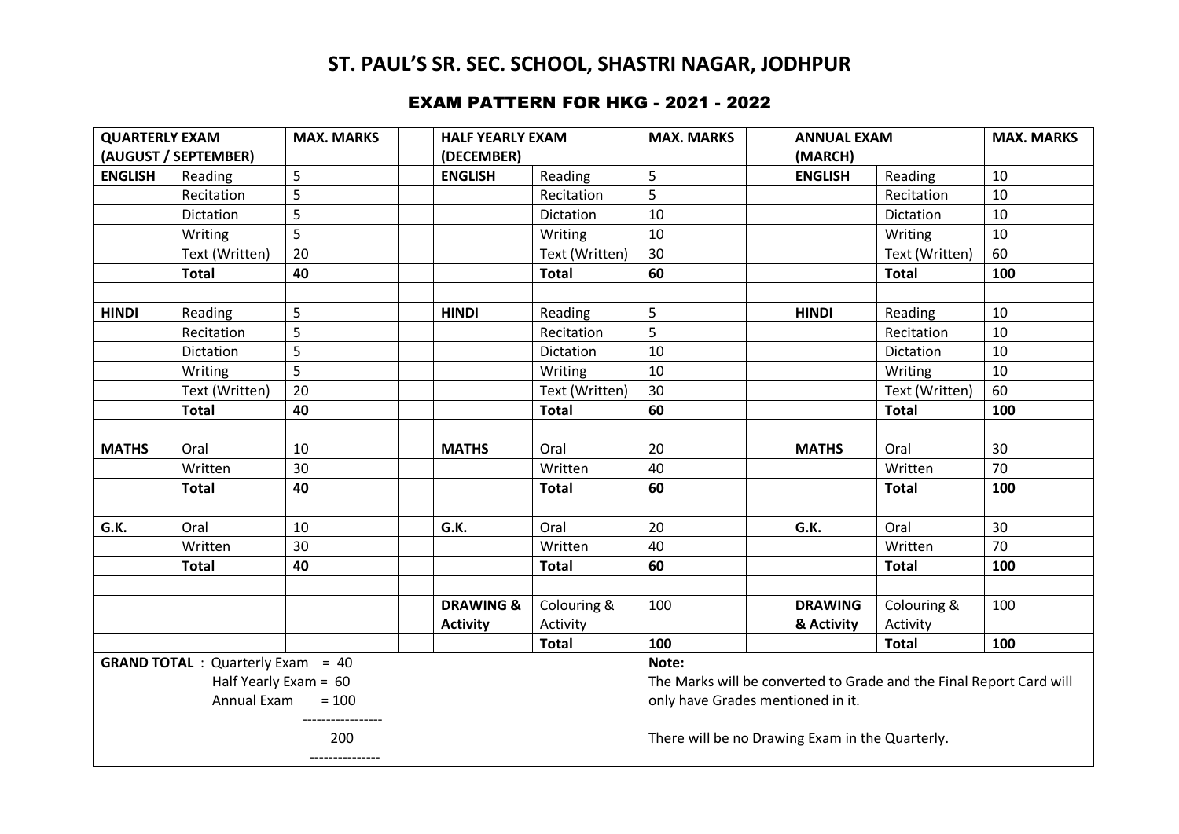# ST. PAUL'S SR. SEC. SCHOOL, SHASTRI NAGAR, JODHPUR

## EXAM PATTERN FOR HKG - 2021 - 2022

| QUARTERLY EXAM (AUGUST / SEPTEMBER) | | MAX. MARKS | | HALF YEARLY EXAM (DECEMBER) | | MAX. MARKS | | ANNUAL EXAM (MARCH) | | MAX. MARKS |
|---|---|---|---|---|---|---|---|---|---|---|
| **ENGLISH** | Reading | 5 | | **ENGLISH** | Reading | 5 | | **ENGLISH** | Reading | 10 |
| | Recitation | 5 | | | Recitation | 5 | | | Recitation | 10 |
| | Dictation | 5 | | | Dictation | 10 | | | Dictation | 10 |
| | Writing | 5 | | | Writing | 10 | | | Writing | 10 |
| | Text (Written) | 20 | | | Text (Written) | 30 | | | Text (Written) | 60 |
| | **Total** | **40** | | | **Total** | **60** | | | **Total** | **100** |
| | | | | | | | | | | |
| **HINDI** | Reading | 5 | | **HINDI** | Reading | 5 | | **HINDI** | Reading | 10 |
| | Recitation | 5 | | | Recitation | 5 | | | Recitation | 10 |
| | Dictation | 5 | | | Dictation | 10 | | | Dictation | 10 |
| | Writing | 5 | | | Writing | 10 | | | Writing | 10 |
| | Text (Written) | 20 | | | Text (Written) | 30 | | | Text (Written) | 60 |
| | **Total** | **40** | | | **Total** | **60** | | | **Total** | **100** |
| | | | | | | | | | | |
| **MATHS** | Oral | 10 | | **MATHS** | Oral | 20 | | **MATHS** | Oral | 30 |
| | Written | 30 | | | Written | 40 | | | Written | 70 |
| | **Total** | **40** | | | **Total** | **60** | | | **Total** | **100** |
| | | | | | | | | | | |
| **G.K.** | Oral | 10 | | **G.K.** | Oral | 20 | | **G.K.** | Oral | 30 |
| | Written | 30 | | | Written | 40 | | | Written | 70 |
| | **Total** | **40** | | | **Total** | **60** | | | **Total** | **100** |
| | | | | | | | | | | |
| | | | | **DRAWING & Activity** | Colouring & Activity | 100 | | **DRAWING & Activity** | Colouring & Activity | 100 |
| | | | | | **Total** | **100** | | | **Total** | **100** |

**GRAND TOTAL** : Quarterly Exam = 40
Half Yearly Exam = 60
Annual Exam = 100

-----------------

200

---------------

**Note:**

The Marks will be converted to Grade and the Final Report Card will only have Grades mentioned in it.

There will be no Drawing Exam in the Quarterly.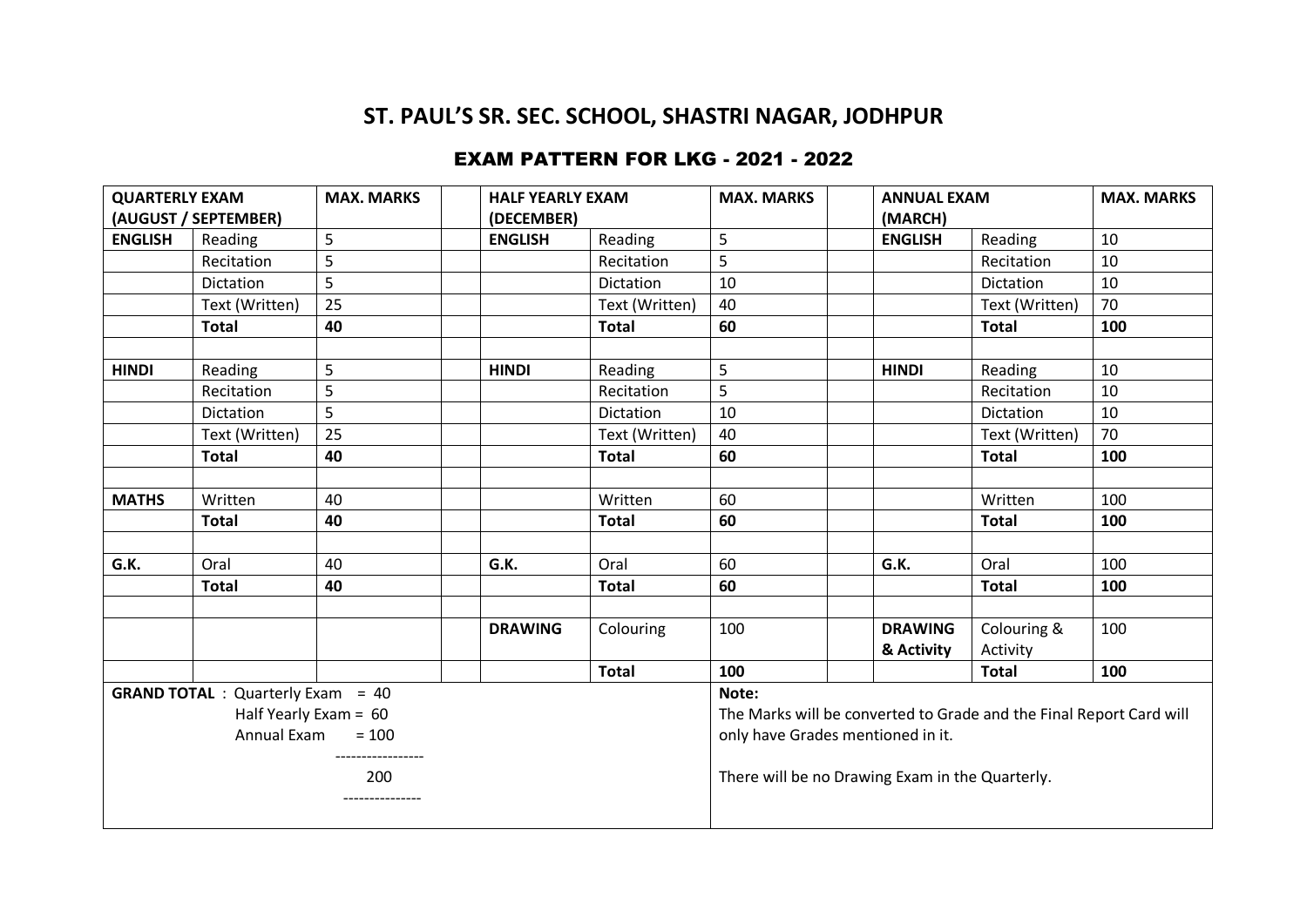# ST. PAUL'S SR. SEC. SCHOOL, SHASTRI NAGAR, JODHPUR

## EXAM PATTERN FOR LKG - 2021 - 2022

| QUARTERLY EXAM (AUGUST / SEPTEMBER) | | MAX. MARKS | | HALF YEARLY EXAM (DECEMBER) | | MAX. MARKS | | ANNUAL EXAM (MARCH) | | MAX. MARKS |
|---|---|---|---|---|---|---|---|---|---|---|
| **ENGLISH** | Reading | 5 | | **ENGLISH** | Reading | 5 | | **ENGLISH** | Reading | 10 |
| | Recitation | 5 | | | Recitation | 5 | | | Recitation | 10 |
| | Dictation | 5 | | | Dictation | 10 | | | Dictation | 10 |
| | Text (Written) | 25 | | | Text (Written) | 40 | | | Text (Written) | 70 |
| | **Total** | **40** | | | **Total** | **60** | | | **Total** | **100** |
| | | | | | | | | | | |
| **HINDI** | Reading | 5 | | **HINDI** | Reading | 5 | | **HINDI** | Reading | 10 |
| | Recitation | 5 | | | Recitation | 5 | | | Recitation | 10 |
| | Dictation | 5 | | | Dictation | 10 | | | Dictation | 10 |
| | Text (Written) | 25 | | | Text (Written) | 40 | | | Text (Written) | 70 |
| | **Total** | **40** | | | **Total** | **60** | | | **Total** | **100** |
| | | | | | | | | | | |
| **MATHS** | Written | 40 | | | Written | 60 | | | Written | 100 |
| | **Total** | **40** | | | **Total** | **60** | | | **Total** | **100** |
| | | | | | | | | | | |
| **G.K.** | Oral | 40 | | **G.K.** | Oral | 60 | | **G.K.** | Oral | 100 |
| | **Total** | **40** | | | **Total** | **60** | | | **Total** | **100** |
| | | | | | | | | | | |
| | | | | **DRAWING** | Colouring | 100 | | **DRAWING & Activity** | Colouring & Activity | 100 |
| | | | | | **Total** | **100** | | | **Total** | **100** |

**GRAND TOTAL** : Quarterly Exam = 40
Half Yearly Exam = 60
Annual Exam = 100
-----------------
200
---------------

**Note:**
The Marks will be converted to Grade and the Final Report Card will only have Grades mentioned in it.

There will be no Drawing Exam in the Quarterly.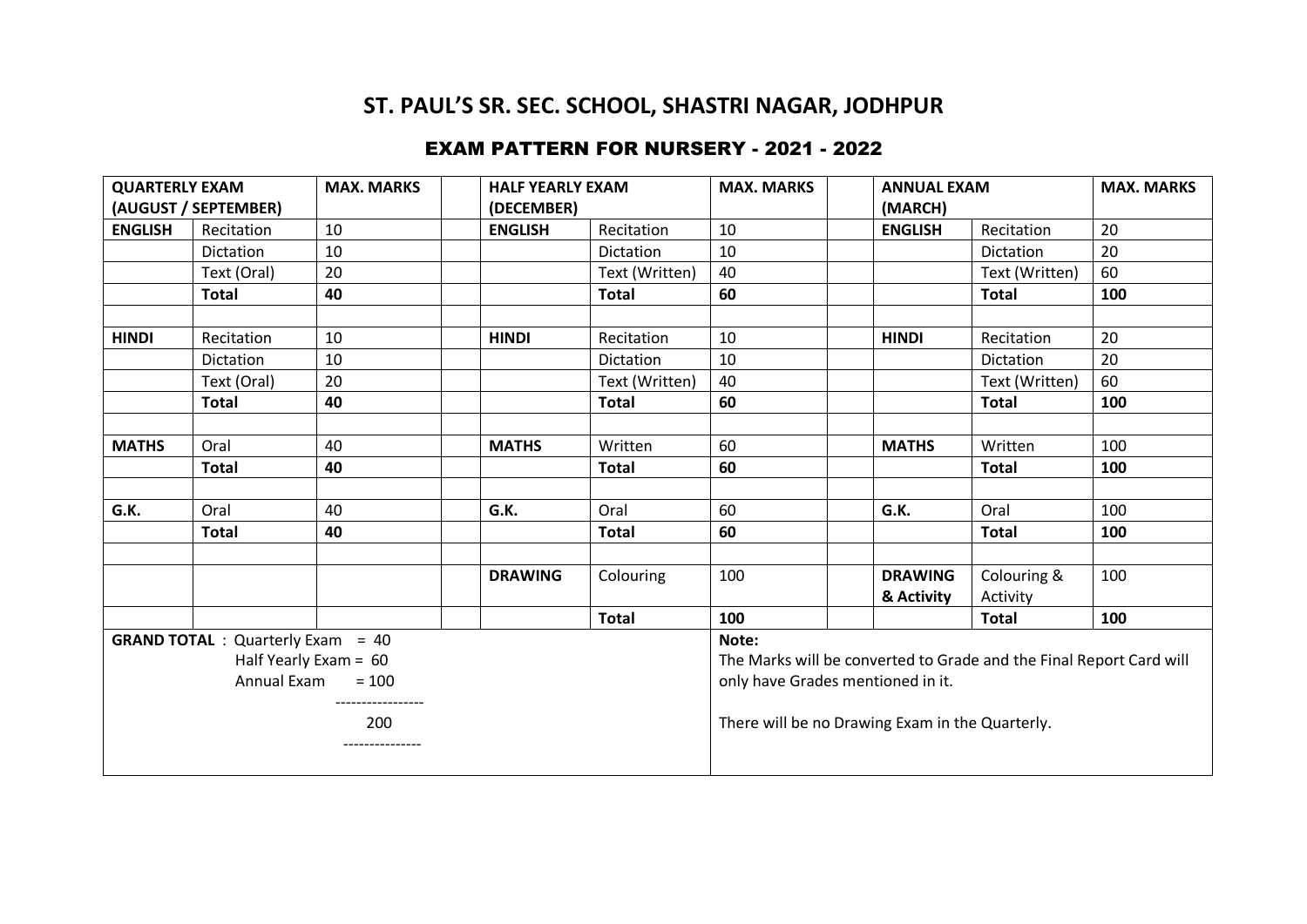# ST. PAUL'S SR. SEC. SCHOOL, SHASTRI NAGAR, JODHPUR

## EXAM PATTERN FOR NURSERY - 2021 - 2022

| QUARTERLY EXAM (AUGUST / SEPTEMBER) | | MAX. MARKS | | HALF YEARLY EXAM (DECEMBER) | | MAX. MARKS | | ANNUAL EXAM (MARCH) | | MAX. MARKS |
|---|---|---|---|---|---|---|---|---|---|---|
| **ENGLISH** | Recitation | 10 | | **ENGLISH** | Recitation | 10 | | **ENGLISH** | Recitation | 20 |
| | Dictation | 10 | | | Dictation | 10 | | | Dictation | 20 |
| | Text (Oral) | 20 | | | Text (Written) | 40 | | | Text (Written) | 60 |
| | **Total** | **40** | | | **Total** | **60** | | | **Total** | **100** |
| | | | | | | | | | | |
| **HINDI** | Recitation | 10 | | **HINDI** | Recitation | 10 | | **HINDI** | Recitation | 20 |
| | Dictation | 10 | | | Dictation | 10 | | | Dictation | 20 |
| | Text (Oral) | 20 | | | Text (Written) | 40 | | | Text (Written) | 60 |
| | **Total** | **40** | | | **Total** | **60** | | | **Total** | **100** |
| | | | | | | | | | | |
| **MATHS** | Oral | 40 | | **MATHS** | Written | 60 | | **MATHS** | Written | 100 |
| | **Total** | **40** | | | **Total** | **60** | | | **Total** | **100** |
| | | | | | | | | | | |
| **G.K.** | Oral | 40 | | **G.K.** | Oral | 60 | | **G.K.** | Oral | 100 |
| | **Total** | **40** | | | **Total** | **60** | | | **Total** | **100** |
| | | | | | | | | | | |
| | | | | **DRAWING** | Colouring | 100 | | **DRAWING & Activity** | Colouring & Activity | 100 |
| | | | | | **Total** | **100** | | | **Total** | **100** |

**GRAND TOTAL** : Quarterly Exam = 40

Half Yearly Exam = 60

Annual Exam = 100

-----------------

200

---------------

**Note:**

The Marks will be converted to Grade and the Final Report Card will only have Grades mentioned in it.

There will be no Drawing Exam in the Quarterly.